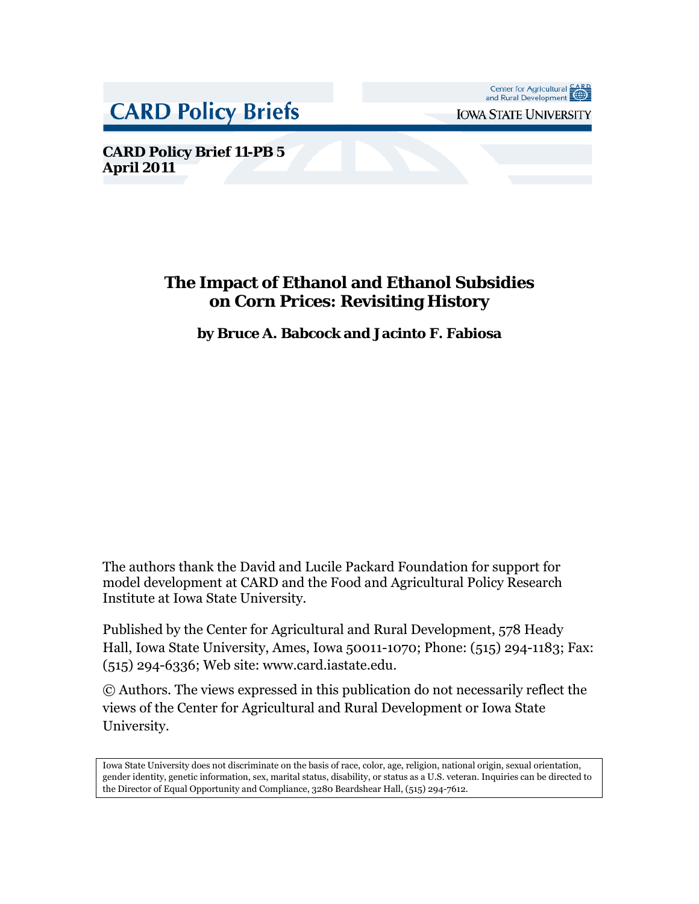CARD Policy Briefs

Center for Agricultural and Rural Development
IOWA STATE UNIVERSITY

**CARD Policy Brief 11-PB 5**
**April 2011**

# The Impact of Ethanol and Ethanol Subsidies on Corn Prices: Revisiting History

**by Bruce A. Babcock and Jacinto F. Fabiosa**

The authors thank the David and Lucile Packard Foundation for support for model development at CARD and the Food and Agricultural Policy Research Institute at Iowa State University.

Published by the Center for Agricultural and Rural Development, 578 Heady Hall, Iowa State University, Ames, Iowa 50011-1070; Phone: (515) 294-1183; Fax: (515) 294-6336; Web site: www.card.iastate.edu.

© Authors. The views expressed in this publication do not necessarily reflect the views of the Center for Agricultural and Rural Development or Iowa State University.

Iowa State University does not discriminate on the basis of race, color, age, religion, national origin, sexual orientation, gender identity, genetic information, sex, marital status, disability, or status as a U.S. veteran. Inquiries can be directed to the Director of Equal Opportunity and Compliance, 3280 Beardshear Hall, (515) 294-7612.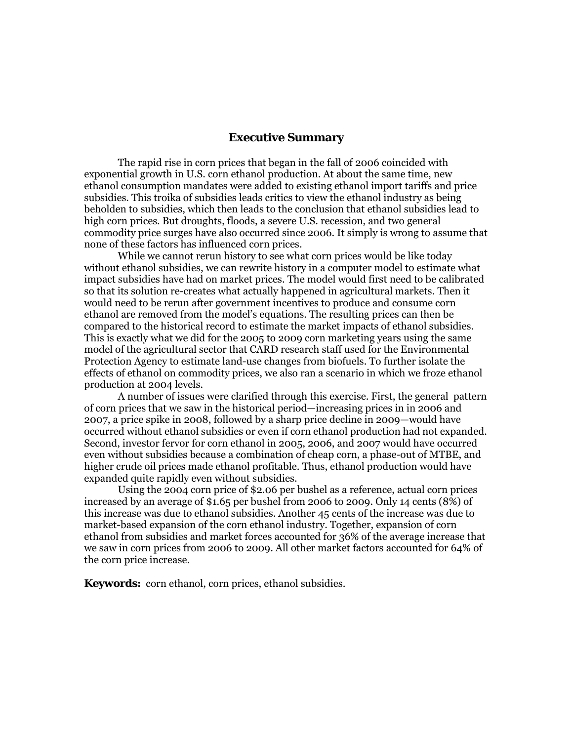## Executive Summary

The rapid rise in corn prices that began in the fall of 2006 coincided with exponential growth in U.S. corn ethanol production. At about the same time, new ethanol consumption mandates were added to existing ethanol import tariffs and price subsidies. This troika of subsidies leads critics to view the ethanol industry as being beholden to subsidies, which then leads to the conclusion that ethanol subsidies lead to high corn prices. But droughts, floods, a severe U.S. recession, and two general commodity price surges have also occurred since 2006. It simply is wrong to assume that none of these factors has influenced corn prices.

While we cannot rerun history to see what corn prices would be like today without ethanol subsidies, we can rewrite history in a computer model to estimate what impact subsidies have had on market prices. The model would first need to be calibrated so that its solution re-creates what actually happened in agricultural markets. Then it would need to be rerun after government incentives to produce and consume corn ethanol are removed from the model's equations. The resulting prices can then be compared to the historical record to estimate the market impacts of ethanol subsidies. This is exactly what we did for the 2005 to 2009 corn marketing years using the same model of the agricultural sector that CARD research staff used for the Environmental Protection Agency to estimate land-use changes from biofuels. To further isolate the effects of ethanol on commodity prices, we also ran a scenario in which we froze ethanol production at 2004 levels.

A number of issues were clarified through this exercise. First, the general pattern of corn prices that we saw in the historical period—increasing prices in in 2006 and 2007, a price spike in 2008, followed by a sharp price decline in 2009—would have occurred without ethanol subsidies or even if corn ethanol production had not expanded. Second, investor fervor for corn ethanol in 2005, 2006, and 2007 would have occurred even without subsidies because a combination of cheap corn, a phase-out of MTBE, and higher crude oil prices made ethanol profitable. Thus, ethanol production would have expanded quite rapidly even without subsidies.

Using the 2004 corn price of $2.06 per bushel as a reference, actual corn prices increased by an average of $1.65 per bushel from 2006 to 2009. Only 14 cents (8%) of this increase was due to ethanol subsidies. Another 45 cents of the increase was due to market-based expansion of the corn ethanol industry. Together, expansion of corn ethanol from subsidies and market forces accounted for 36% of the average increase that we saw in corn prices from 2006 to 2009. All other market factors accounted for 64% of the corn price increase.

**Keywords:** corn ethanol, corn prices, ethanol subsidies.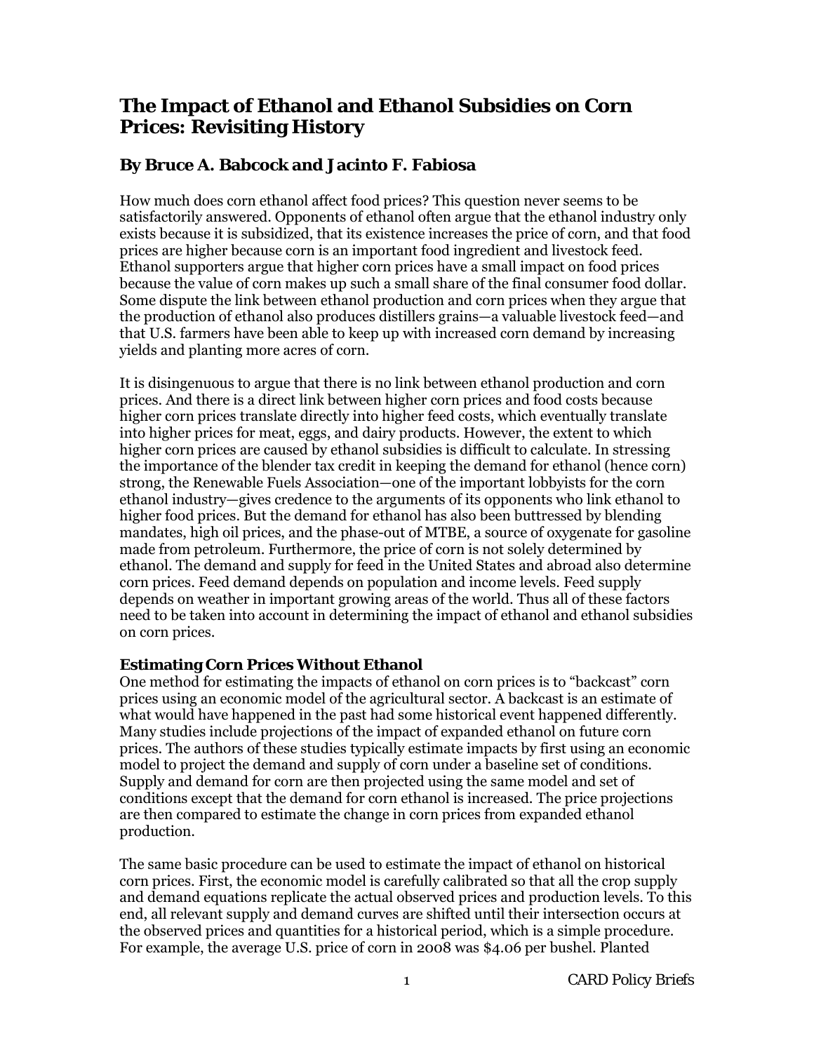# The Impact of Ethanol and Ethanol Subsidies on Corn Prices: Revisiting History

## By Bruce A. Babcock and Jacinto F. Fabiosa

How much does corn ethanol affect food prices? This question never seems to be satisfactorily answered. Opponents of ethanol often argue that the ethanol industry only exists because it is subsidized, that its existence increases the price of corn, and that food prices are higher because corn is an important food ingredient and livestock feed. Ethanol supporters argue that higher corn prices have a small impact on food prices because the value of corn makes up such a small share of the final consumer food dollar. Some dispute the link between ethanol production and corn prices when they argue that the production of ethanol also produces distillers grains—a valuable livestock feed—and that U.S. farmers have been able to keep up with increased corn demand by increasing yields and planting more acres of corn.

It is disingenuous to argue that there is no link between ethanol production and corn prices. And there is a direct link between higher corn prices and food costs because higher corn prices translate directly into higher feed costs, which eventually translate into higher prices for meat, eggs, and dairy products. However, the extent to which higher corn prices are caused by ethanol subsidies is difficult to calculate. In stressing the importance of the blender tax credit in keeping the demand for ethanol (hence corn) strong, the Renewable Fuels Association—one of the important lobbyists for the corn ethanol industry—gives credence to the arguments of its opponents who link ethanol to higher food prices. But the demand for ethanol has also been buttressed by blending mandates, high oil prices, and the phase-out of MTBE, a source of oxygenate for gasoline made from petroleum. Furthermore, the price of corn is not solely determined by ethanol. The demand and supply for feed in the United States and abroad also determine corn prices. Feed demand depends on population and income levels. Feed supply depends on weather in important growing areas of the world. Thus all of these factors need to be taken into account in determining the impact of ethanol and ethanol subsidies on corn prices.

### Estimating Corn Prices Without Ethanol

One method for estimating the impacts of ethanol on corn prices is to "backcast" corn prices using an economic model of the agricultural sector. A backcast is an estimate of what would have happened in the past had some historical event happened differently. Many studies include projections of the impact of expanded ethanol on future corn prices. The authors of these studies typically estimate impacts by first using an economic model to project the demand and supply of corn under a baseline set of conditions. Supply and demand for corn are then projected using the same model and set of conditions except that the demand for corn ethanol is increased. The price projections are then compared to estimate the change in corn prices from expanded ethanol production.

The same basic procedure can be used to estimate the impact of ethanol on historical corn prices. First, the economic model is carefully calibrated so that all the crop supply and demand equations replicate the actual observed prices and production levels. To this end, all relevant supply and demand curves are shifted until their intersection occurs at the observed prices and quantities for a historical period, which is a simple procedure. For example, the average U.S. price of corn in 2008 was $4.06 per bushel. Planted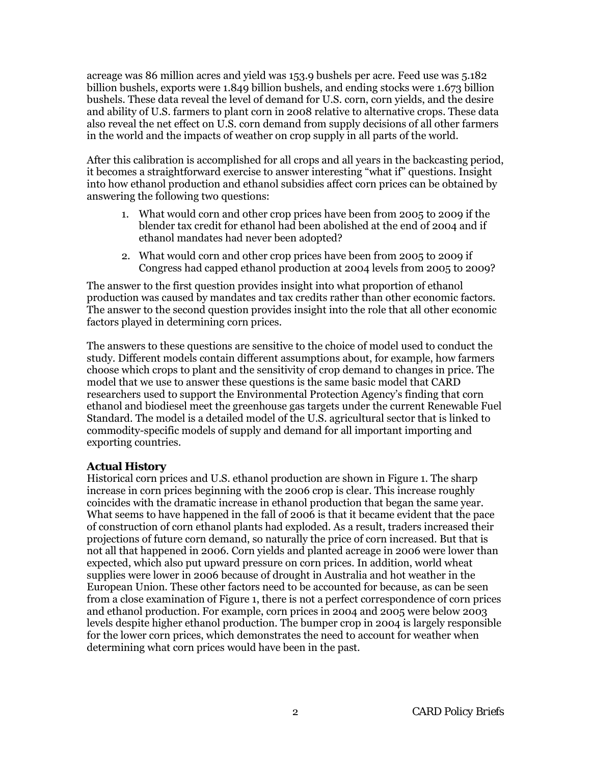acreage was 86 million acres and yield was 153.9 bushels per acre. Feed use was 5.182 billion bushels, exports were 1.849 billion bushels, and ending stocks were 1.673 billion bushels. These data reveal the level of demand for U.S. corn, corn yields, and the desire and ability of U.S. farmers to plant corn in 2008 relative to alternative crops. These data also reveal the net effect on U.S. corn demand from supply decisions of all other farmers in the world and the impacts of weather on crop supply in all parts of the world.

After this calibration is accomplished for all crops and all years in the backcasting period, it becomes a straightforward exercise to answer interesting "what if" questions. Insight into how ethanol production and ethanol subsidies affect corn prices can be obtained by answering the following two questions:

1. What would corn and other crop prices have been from 2005 to 2009 if the blender tax credit for ethanol had been abolished at the end of 2004 and if ethanol mandates had never been adopted?
2. What would corn and other crop prices have been from 2005 to 2009 if Congress had capped ethanol production at 2004 levels from 2005 to 2009?

The answer to the first question provides insight into what proportion of ethanol production was caused by mandates and tax credits rather than other economic factors. The answer to the second question provides insight into the role that all other economic factors played in determining corn prices.

The answers to these questions are sensitive to the choice of model used to conduct the study. Different models contain different assumptions about, for example, how farmers choose which crops to plant and the sensitivity of crop demand to changes in price. The model that we use to answer these questions is the same basic model that CARD researchers used to support the Environmental Protection Agency's finding that corn ethanol and biodiesel meet the greenhouse gas targets under the current Renewable Fuel Standard. The model is a detailed model of the U.S. agricultural sector that is linked to commodity-specific models of supply and demand for all important importing and exporting countries.

### Actual History

Historical corn prices and U.S. ethanol production are shown in Figure 1. The sharp increase in corn prices beginning with the 2006 crop is clear. This increase roughly coincides with the dramatic increase in ethanol production that began the same year. What seems to have happened in the fall of 2006 is that it became evident that the pace of construction of corn ethanol plants had exploded. As a result, traders increased their projections of future corn demand, so naturally the price of corn increased. But that is not all that happened in 2006. Corn yields and planted acreage in 2006 were lower than expected, which also put upward pressure on corn prices. In addition, world wheat supplies were lower in 2006 because of drought in Australia and hot weather in the European Union. These other factors need to be accounted for because, as can be seen from a close examination of Figure 1, there is not a perfect correspondence of corn prices and ethanol production. For example, corn prices in 2004 and 2005 were below 2003 levels despite higher ethanol production. The bumper crop in 2004 is largely responsible for the lower corn prices, which demonstrates the need to account for weather when determining what corn prices would have been in the past.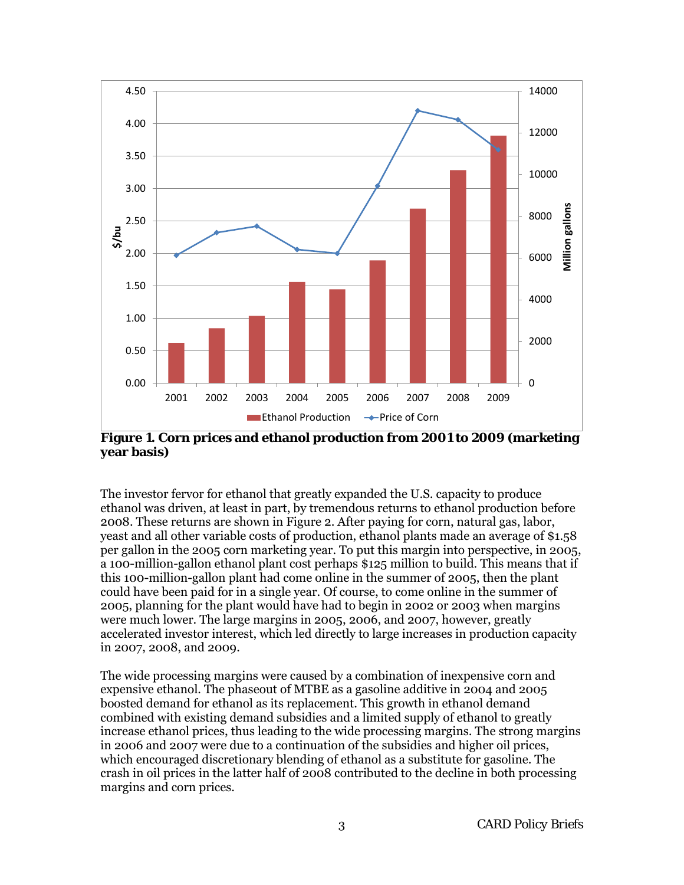**Figure 1. Corn prices and ethanol production from 2001 to 2009 (marketing year basis)**

The investor fervor for ethanol that greatly expanded the U.S. capacity to produce ethanol was driven, at least in part, by tremendous returns to ethanol production before 2008. These returns are shown in Figure 2. After paying for corn, natural gas, labor, yeast and all other variable costs of production, ethanol plants made an average of $1.58 per gallon in the 2005 corn marketing year. To put this margin into perspective, in 2005, a 100-million-gallon ethanol plant cost perhaps $125 million to build. This means that if this 100-million-gallon plant had come online in the summer of 2005, then the plant could have been paid for in a single year. Of course, to come online in the summer of 2005, planning for the plant would have had to begin in 2002 or 2003 when margins were much lower. The large margins in 2005, 2006, and 2007, however, greatly accelerated investor interest, which led directly to large increases in production capacity in 2007, 2008, and 2009.

The wide processing margins were caused by a combination of inexpensive corn and expensive ethanol. The phaseout of MTBE as a gasoline additive in 2004 and 2005 boosted demand for ethanol as its replacement. This growth in ethanol demand combined with existing demand subsidies and a limited supply of ethanol to greatly increase ethanol prices, thus leading to the wide processing margins. The strong margins in 2006 and 2007 were due to a continuation of the subsidies and higher oil prices, which encouraged discretionary blending of ethanol as a substitute for gasoline. The crash in oil prices in the latter half of 2008 contributed to the decline in both processing margins and corn prices.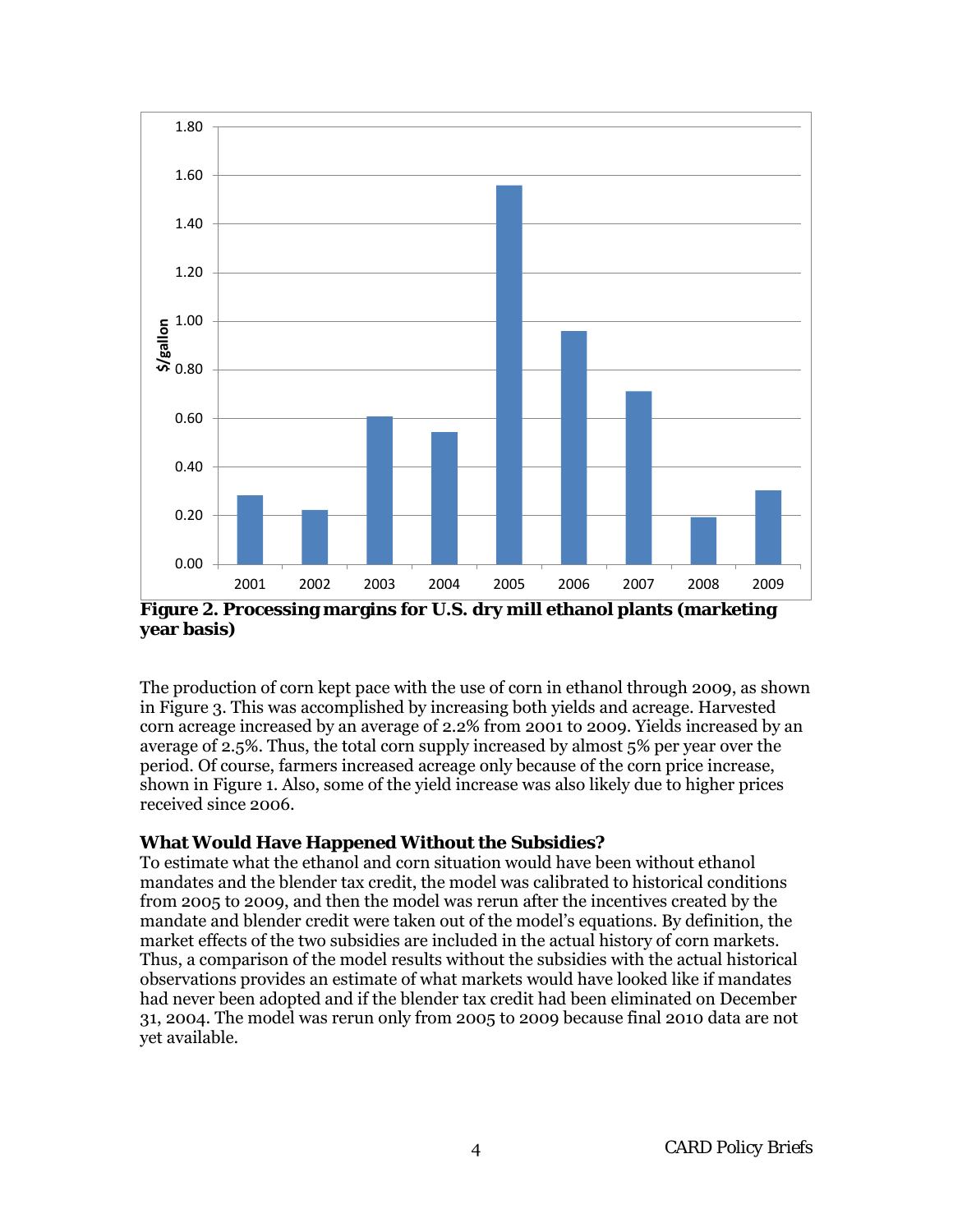**Figure 2. Processing margins for U.S. dry mill ethanol plants (marketing year basis)**

The production of corn kept pace with the use of corn in ethanol through 2009, as shown in Figure 3. This was accomplished by increasing both yields and acreage. Harvested corn acreage increased by an average of 2.2% from 2001 to 2009. Yields increased by an average of 2.5%. Thus, the total corn supply increased by almost 5% per year over the period. Of course, farmers increased acreage only because of the corn price increase, shown in Figure 1. Also, some of the yield increase was also likely due to higher prices received since 2006.

### What Would Have Happened Without the Subsidies?

To estimate what the ethanol and corn situation would have been without ethanol mandates and the blender tax credit, the model was calibrated to historical conditions from 2005 to 2009, and then the model was rerun after the incentives created by the mandate and blender credit were taken out of the model's equations. By definition, the market effects of the two subsidies are included in the actual history of corn markets. Thus, a comparison of the model results without the subsidies with the actual historical observations provides an estimate of what markets would have looked like if mandates had never been adopted and if the blender tax credit had been eliminated on December 31, 2004. The model was rerun only from 2005 to 2009 because final 2010 data are not yet available.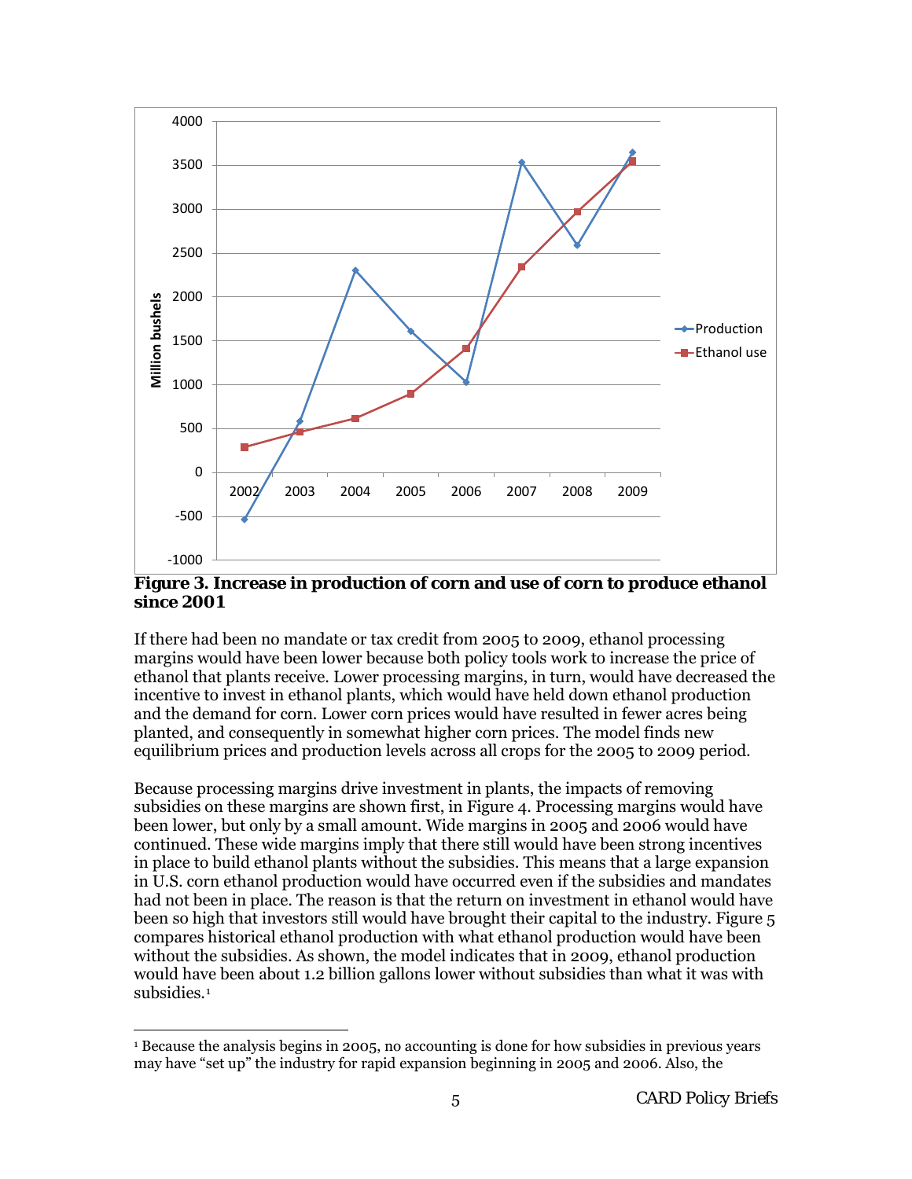**Figure 3. Increase in production of corn and use of corn to produce ethanol since 2001**

If there had been no mandate or tax credit from 2005 to 2009, ethanol processing margins would have been lower because both policy tools work to increase the price of ethanol that plants receive. Lower processing margins, in turn, would have decreased the incentive to invest in ethanol plants, which would have held down ethanol production and the demand for corn. Lower corn prices would have resulted in fewer acres being planted, and consequently in somewhat higher corn prices. The model finds new equilibrium prices and production levels across all crops for the 2005 to 2009 period.

Because processing margins drive investment in plants, the impacts of removing subsidies on these margins are shown first, in Figure 4. Processing margins would have been lower, but only by a small amount. Wide margins in 2005 and 2006 would have continued. These wide margins imply that there still would have been strong incentives in place to build ethanol plants without the subsidies. This means that a large expansion in U.S. corn ethanol production would have occurred even if the subsidies and mandates had not been in place. The reason is that the return on investment in ethanol would have been so high that investors still would have brought their capital to the industry. Figure 5 compares historical ethanol production with what ethanol production would have been without the subsidies. As shown, the model indicates that in 2009, ethanol production would have been about 1.2 billion gallons lower without subsidies than what it was with subsidies.[1]

[1] Because the analysis begins in 2005, no accounting is done for how subsidies in previous years may have "set up" the industry for rapid expansion beginning in 2005 and 2006. Also, the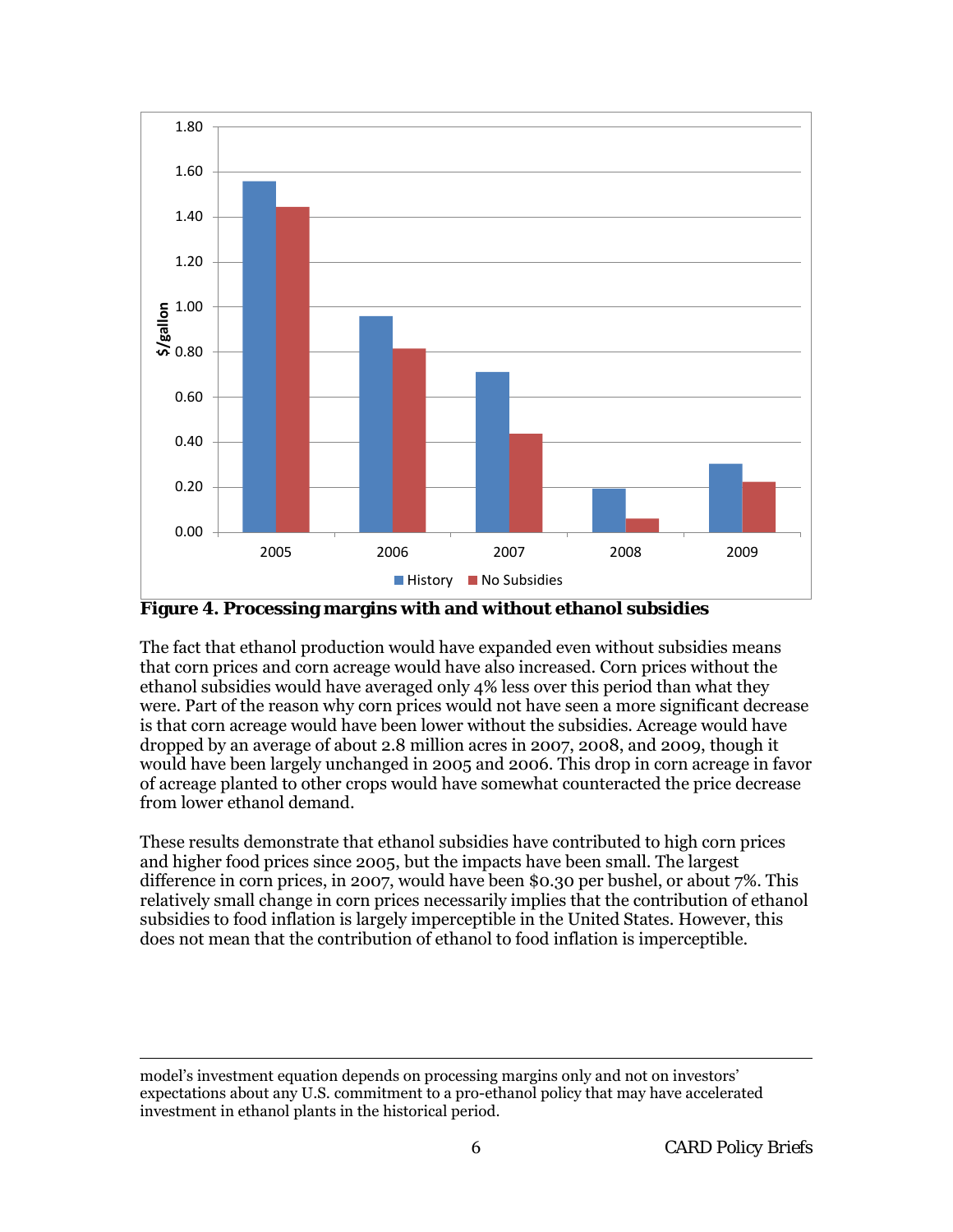**Figure 4. Processing margins with and without ethanol subsidies**

The fact that ethanol production would have expanded even without subsidies means that corn prices and corn acreage would have also increased. Corn prices without the ethanol subsidies would have averaged only 4% less over this period than what they were. Part of the reason why corn prices would not have seen a more significant decrease is that corn acreage would have been lower without the subsidies. Acreage would have dropped by an average of about 2.8 million acres in 2007, 2008, and 2009, though it would have been largely unchanged in 2005 and 2006. This drop in corn acreage in favor of acreage planted to other crops would have somewhat counteracted the price decrease from lower ethanol demand.

These results demonstrate that ethanol subsidies have contributed to high corn prices and higher food prices since 2005, but the impacts have been small. The largest difference in corn prices, in 2007, would have been $0.30 per bushel, or about 7%. This relatively small change in corn prices necessarily implies that the contribution of ethanol subsidies to food inflation is largely imperceptible in the United States. However, this does not mean that the contribution of ethanol to food inflation is imperceptible.

---

model's investment equation depends on processing margins only and not on investors' expectations about any U.S. commitment to a pro-ethanol policy that may have accelerated investment in ethanol plants in the historical period.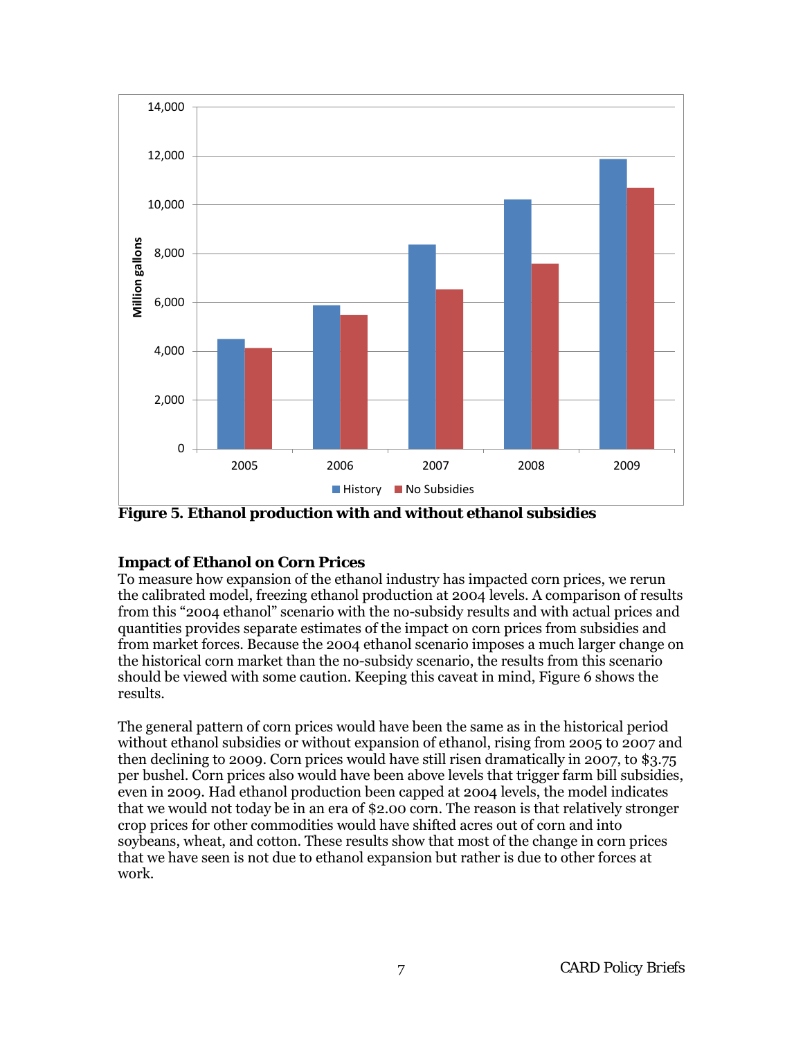**Figure 5. Ethanol production with and without ethanol subsidies**

## Impact of Ethanol on Corn Prices

To measure how expansion of the ethanol industry has impacted corn prices, we rerun the calibrated model, freezing ethanol production at 2004 levels. A comparison of results from this "2004 ethanol" scenario with the no-subsidy results and with actual prices and quantities provides separate estimates of the impact on corn prices from subsidies and from market forces. Because the 2004 ethanol scenario imposes a much larger change on the historical corn market than the no-subsidy scenario, the results from this scenario should be viewed with some caution. Keeping this caveat in mind, Figure 6 shows the results.

The general pattern of corn prices would have been the same as in the historical period without ethanol subsidies or without expansion of ethanol, rising from 2005 to 2007 and then declining to 2009. Corn prices would have still risen dramatically in 2007, to $3.75 per bushel. Corn prices also would have been above levels that trigger farm bill subsidies, even in 2009. Had ethanol production been capped at 2004 levels, the model indicates that we would not today be in an era of $2.00 corn. The reason is that relatively stronger crop prices for other commodities would have shifted acres out of corn and into soybeans, wheat, and cotton. These results show that most of the change in corn prices that we have seen is not due to ethanol expansion but rather is due to other forces at work.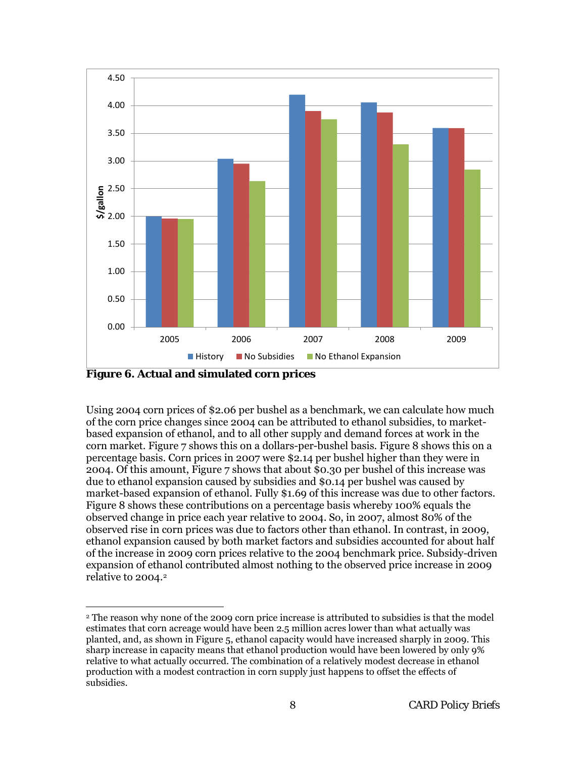**Figure 6. Actual and simulated corn prices**

Using 2004 corn prices of $2.06 per bushel as a benchmark, we can calculate how much of the corn price changes since 2004 can be attributed to ethanol subsidies, to market-based expansion of ethanol, and to all other supply and demand forces at work in the corn market. Figure 7 shows this on a dollars-per-bushel basis. Figure 8 shows this on a percentage basis. Corn prices in 2007 were $2.14 per bushel higher than they were in 2004. Of this amount, Figure 7 shows that about $0.30 per bushel of this increase was due to ethanol expansion caused by subsidies and $0.14 per bushel was caused by market-based expansion of ethanol. Fully $1.69 of this increase was due to other factors. Figure 8 shows these contributions on a percentage basis whereby 100% equals the observed change in price each year relative to 2004. So, in 2007, almost 80% of the observed rise in corn prices was due to factors other than ethanol. In contrast, in 2009, ethanol expansion caused by both market factors and subsidies accounted for about half of the increase in 2009 corn prices relative to the 2004 benchmark price. Subsidy-driven expansion of ethanol contributed almost nothing to the observed price increase in 2009 relative to 2004.[2]

---

[2] The reason why none of the 2009 corn price increase is attributed to subsidies is that the model estimates that corn acreage would have been 2.5 million acres lower than what actually was planted, and, as shown in Figure 5, ethanol capacity would have increased sharply in 2009. This sharp increase in capacity means that ethanol production would have been lowered by only 9% relative to what actually occurred. The combination of a relatively modest decrease in ethanol production with a modest contraction in corn supply just happens to offset the effects of subsidies.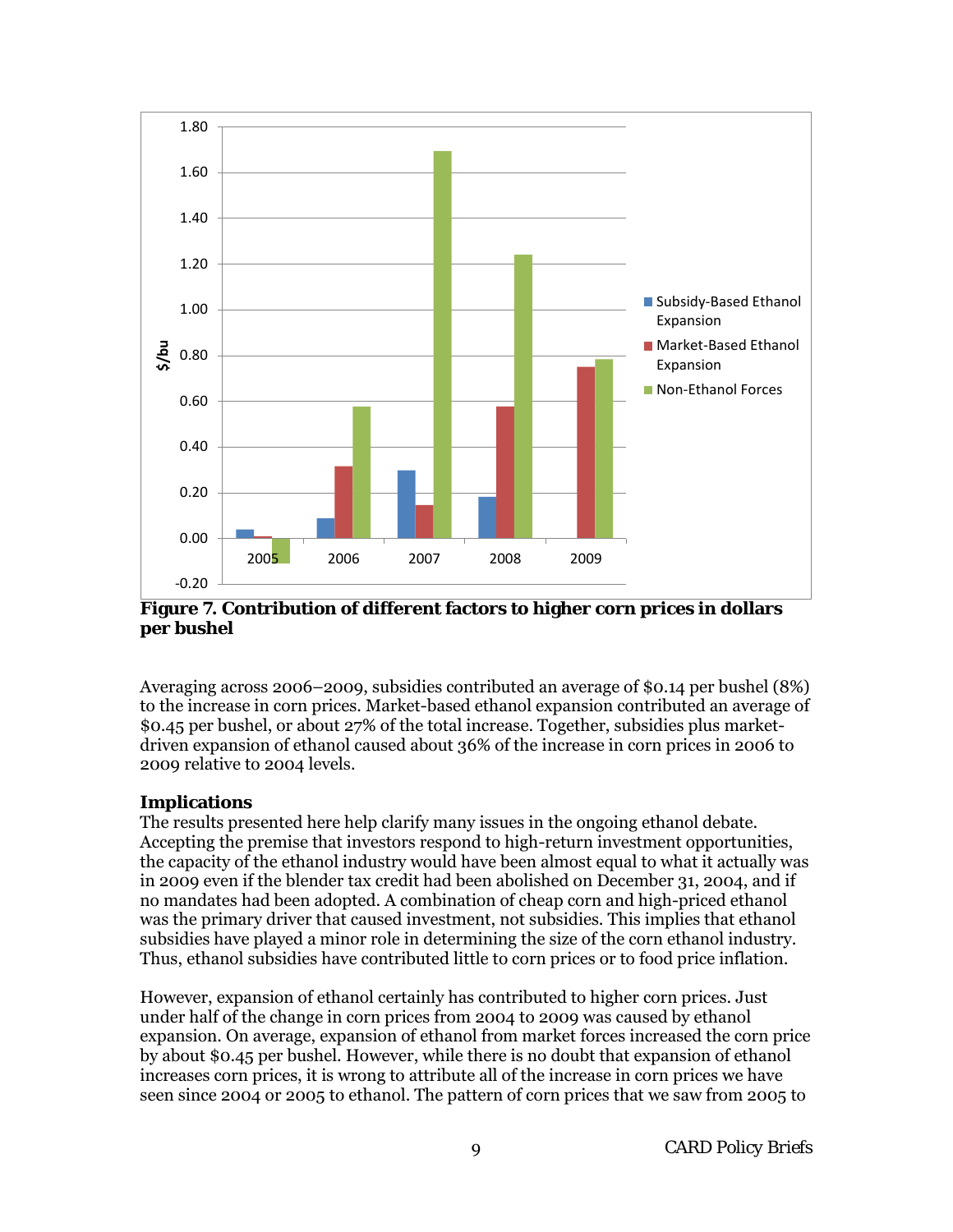**Figure 7. Contribution of different factors to higher corn prices in dollars per bushel**

Averaging across 2006–2009, subsidies contributed an average of $0.14 per bushel (8%) to the increase in corn prices. Market-based ethanol expansion contributed an average of $0.45 per bushel, or about 27% of the total increase. Together, subsidies plus market-driven expansion of ethanol caused about 36% of the increase in corn prices in 2006 to 2009 relative to 2004 levels.

### Implications

The results presented here help clarify many issues in the ongoing ethanol debate. Accepting the premise that investors respond to high-return investment opportunities, the capacity of the ethanol industry would have been almost equal to what it actually was in 2009 even if the blender tax credit had been abolished on December 31, 2004, and if no mandates had been adopted. A combination of cheap corn and high-priced ethanol was the primary driver that caused investment, not subsidies. This implies that ethanol subsidies have played a minor role in determining the size of the corn ethanol industry. Thus, ethanol subsidies have contributed little to corn prices or to food price inflation.

However, expansion of ethanol certainly has contributed to higher corn prices. Just under half of the change in corn prices from 2004 to 2009 was caused by ethanol expansion. On average, expansion of ethanol from market forces increased the corn price by about $0.45 per bushel. However, while there is no doubt that expansion of ethanol increases corn prices, it is wrong to attribute all of the increase in corn prices we have seen since 2004 or 2005 to ethanol. The pattern of corn prices that we saw from 2005 to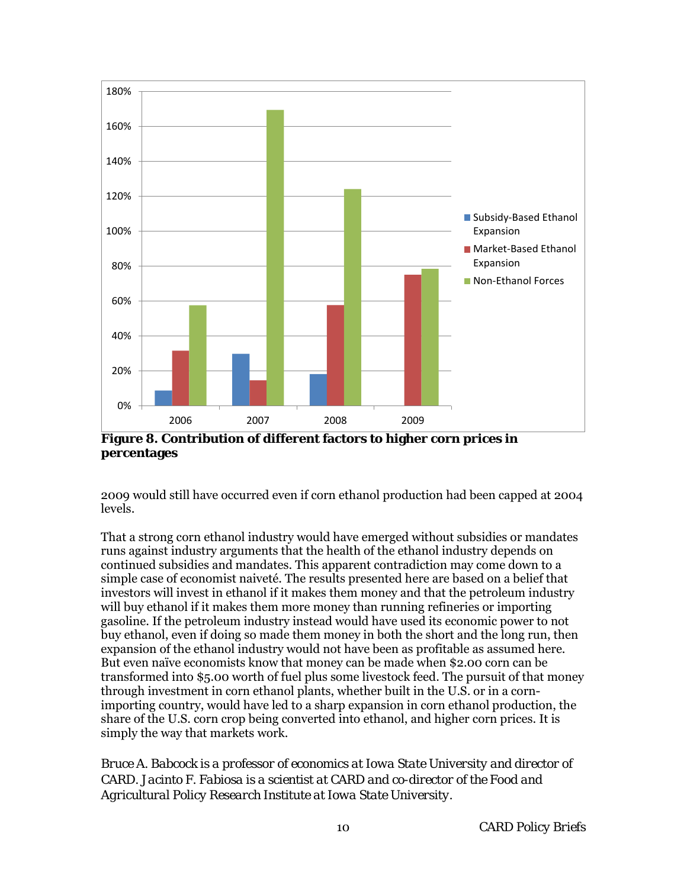180%
160%
140%
120%
100%
80%
60%
40%
20%
0%

2006
2007
2008
2009

Subsidy-Based Ethanol Expansion
Market-Based Ethanol Expansion
Non-Ethanol Forces

**Figure 8. Contribution of different factors to higher corn prices in percentages**

2009 would still have occurred even if corn ethanol production had been capped at 2004 levels.

That a strong corn ethanol industry would have emerged without subsidies or mandates runs against industry arguments that the health of the ethanol industry depends on continued subsidies and mandates. This apparent contradiction may come down to a simple case of economist naiveté. The results presented here are based on a belief that investors will invest in ethanol if it makes them money and that the petroleum industry will buy ethanol if it makes them more money than running refineries or importing gasoline. If the petroleum industry instead would have used its economic power to not buy ethanol, even if doing so made them money in both the short and the long run, then expansion of the ethanol industry would not have been as profitable as assumed here. But even naïve economists know that money can be made when $2.00 corn can be transformed into $5.00 worth of fuel plus some livestock feed. The pursuit of that money through investment in corn ethanol plants, whether built in the U.S. or in a corn-importing country, would have led to a sharp expansion in corn ethanol production, the share of the U.S. corn crop being converted into ethanol, and higher corn prices. It is simply the way that markets work.

*Bruce A. Babcock is a professor of economics at Iowa State University and director of CARD. Jacinto F. Fabiosa is a scientist at CARD and co-director of the Food and Agricultural Policy Research Institute at Iowa State University.*